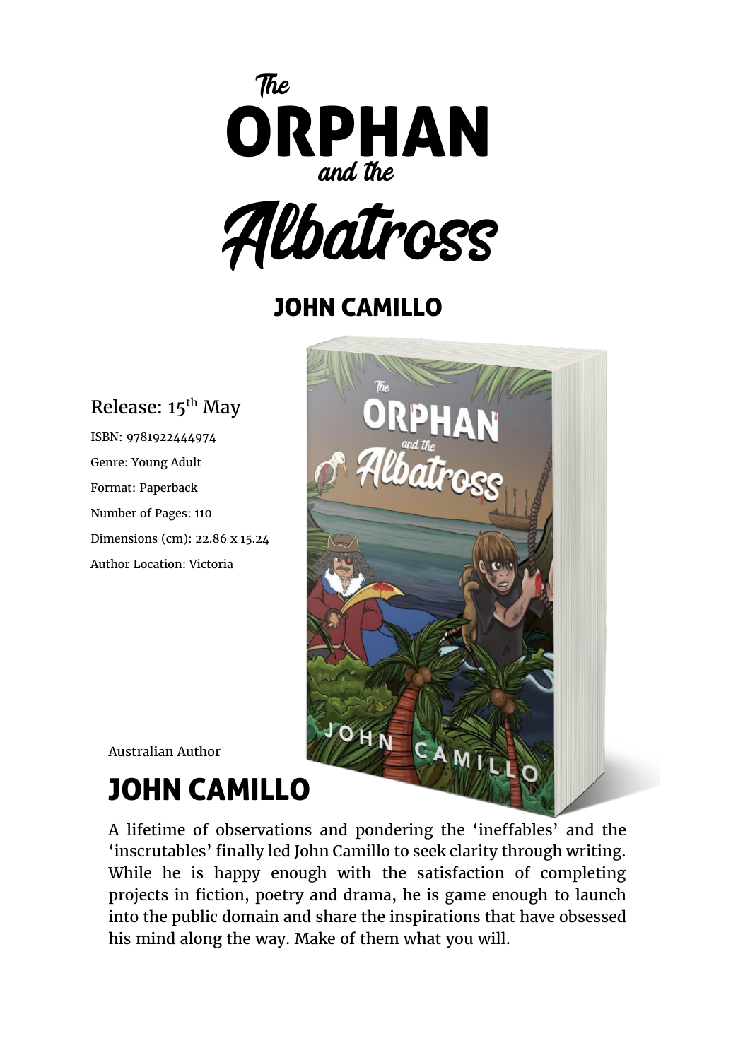# *The* ORPHAN *and the* Albatross

## JOHN CAMILLO

Release: 15th May

ISBN: 9781922444974

Genre: Young Adult

Format: Paperback

Number of Pages: 110

Dimensions (cm): 22.86 x 15.24

Author Location: Victoria

Australian Author

## JOHN CAMILLO

A lifetime of observations and pondering the 'ineffables' and the 'inscrutables' finally led John Camillo to seek clarity through writing. While he is happy enough with the satisfaction of completing projects in fiction, poetry and drama, he is game enough to launch into the public domain and share the inspirations that have obsessed his mind along the way. Make of them what you will.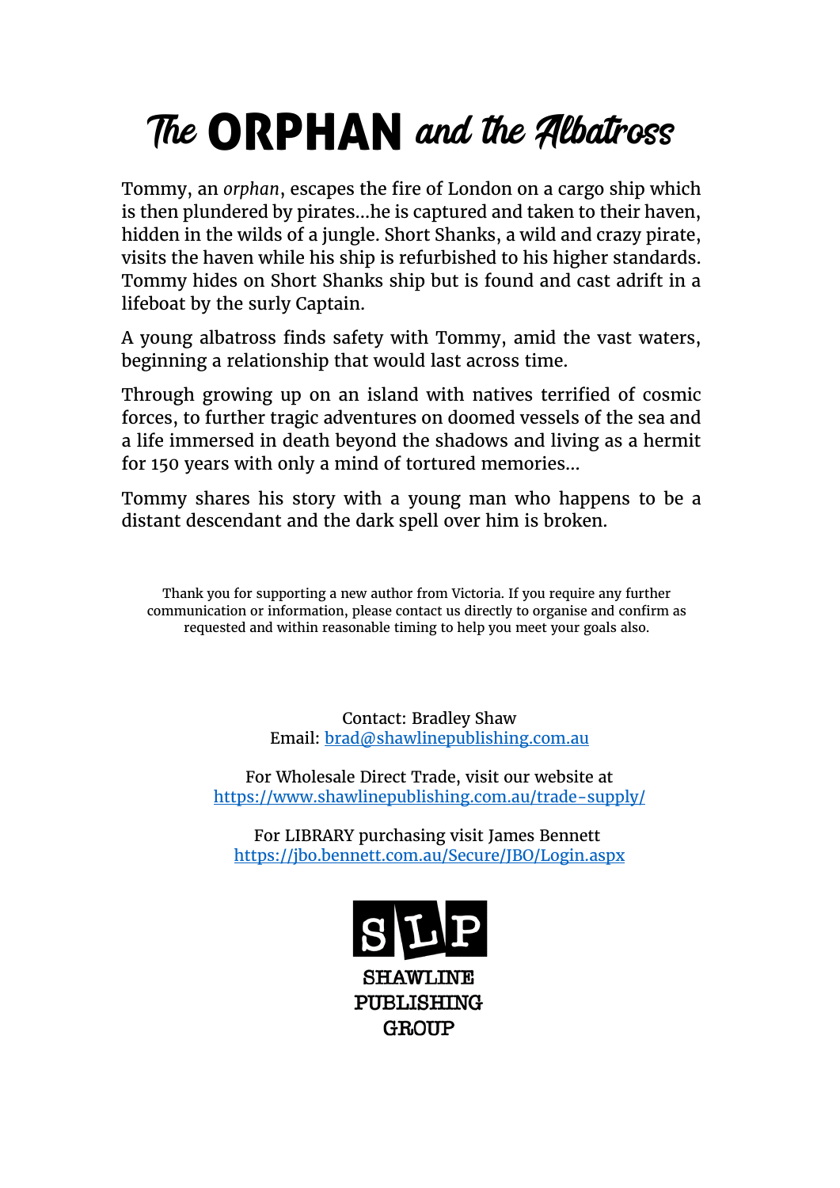# The ORPHAN and the Albatross

Tommy, an *orphan*, escapes the fire of London on a cargo ship which is then plundered by pirates...he is captured and taken to their haven, hidden in the wilds of a jungle. Short Shanks, a wild and crazy pirate, visits the haven while his ship is refurbished to his higher standards. Tommy hides on Short Shanks ship but is found and cast adrift in a lifeboat by the surly Captain.

A young albatross finds safety with Tommy, amid the vast waters, beginning a relationship that would last across time.

Through growing up on an island with natives terrified of cosmic forces, to further tragic adventures on doomed vessels of the sea and a life immersed in death beyond the shadows and living as a hermit for 150 years with only a mind of tortured memories...

Tommy shares his story with a young man who happens to be a distant descendant and the dark spell over him is broken.

Thank you for supporting a new author from Victoria. If you require any further communication or information, please contact us directly to organise and confirm as requested and within reasonable timing to help you meet your goals also.

Contact: Bradley Shaw
Email: [brad@shawlinepublishing.com.au](mailto:brad@shawlinepublishing.com.au)

For Wholesale Direct Trade, visit our website at
[https://www.shawlinepublishing.com.au/trade-supply/](https://www.shawlinepublishing.com.au/trade-supply/)

For LIBRARY purchasing visit James Bennett
[https://jbo.bennett.com.au/Secure/JBO/Login.aspx](https://jbo.bennett.com.au/Secure/JBO/Login.aspx)

SLP
SHAWLINE PUBLISHING GROUP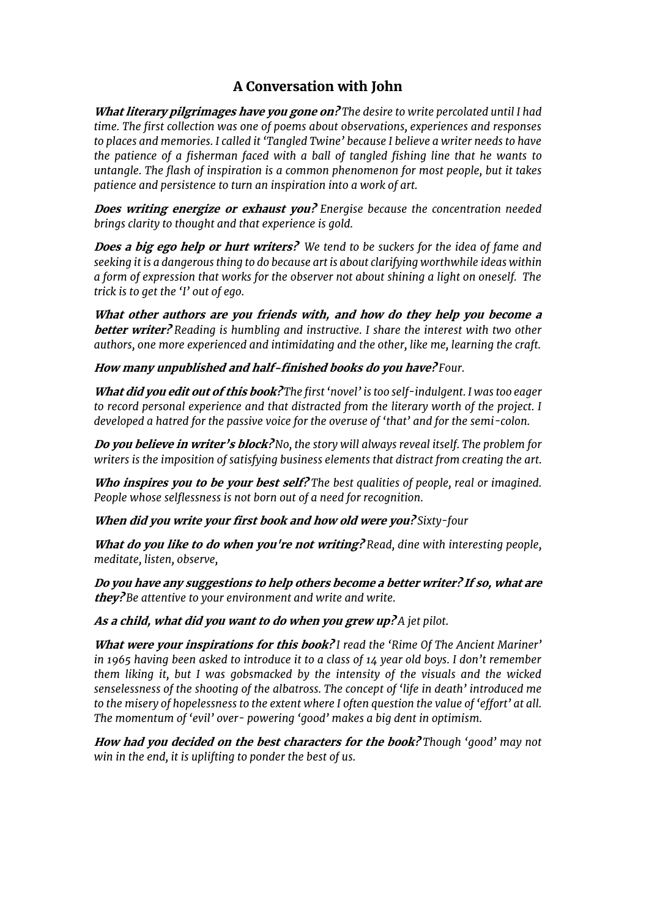## A Conversation with John

***What literary pilgrimages have you gone on?*** *The desire to write percolated until I had time. The first collection was one of poems about observations, experiences and responses to places and memories. I called it 'Tangled Twine' because I believe a writer needs to have the patience of a fisherman faced with a ball of tangled fishing line that he wants to untangle. The flash of inspiration is a common phenomenon for most people, but it takes patience and persistence to turn an inspiration into a work of art.*

***Does writing energize or exhaust you?*** *Energise because the concentration needed brings clarity to thought and that experience is gold.*

***Does a big ego help or hurt writers?*** *We tend to be suckers for the idea of fame and seeking it is a dangerous thing to do because art is about clarifying worthwhile ideas within a form of expression that works for the observer not about shining a light on oneself. The trick is to get the 'I' out of ego.*

***What other authors are you friends with, and how do they help you become a better writer?*** *Reading is humbling and instructive. I share the interest with two other authors, one more experienced and intimidating and the other, like me, learning the craft.*

***How many unpublished and half-finished books do you have?*** *Four.*

***What did you edit out of this book?*** *The first 'novel' is too self-indulgent. I was too eager to record personal experience and that distracted from the literary worth of the project. I developed a hatred for the passive voice for the overuse of 'that' and for the semi-colon.*

***Do you believe in writer's block?*** *No, the story will always reveal itself. The problem for writers is the imposition of satisfying business elements that distract from creating the art.*

***Who inspires you to be your best self?*** *The best qualities of people, real or imagined. People whose selflessness is not born out of a need for recognition.*

***When did you write your first book and how old were you?*** *Sixty-four*

***What do you like to do when you're not writing?*** *Read, dine with interesting people, meditate, listen, observe,*

***Do you have any suggestions to help others become a better writer? If so, what are they?*** *Be attentive to your environment and write and write.*

***As a child, what did you want to do when you grew up?*** *A jet pilot.*

***What were your inspirations for this book?*** *I read the 'Rime Of The Ancient Mariner' in 1965 having been asked to introduce it to a class of 14 year old boys. I don't remember them liking it, but I was gobsmacked by the intensity of the visuals and the wicked senselessness of the shooting of the albatross. The concept of 'life in death' introduced me to the misery of hopelessness to the extent where I often question the value of 'effort' at all. The momentum of 'evil' over- powering 'good' makes a big dent in optimism.*

***How had you decided on the best characters for the book?*** *Though 'good' may not win in the end, it is uplifting to ponder the best of us.*